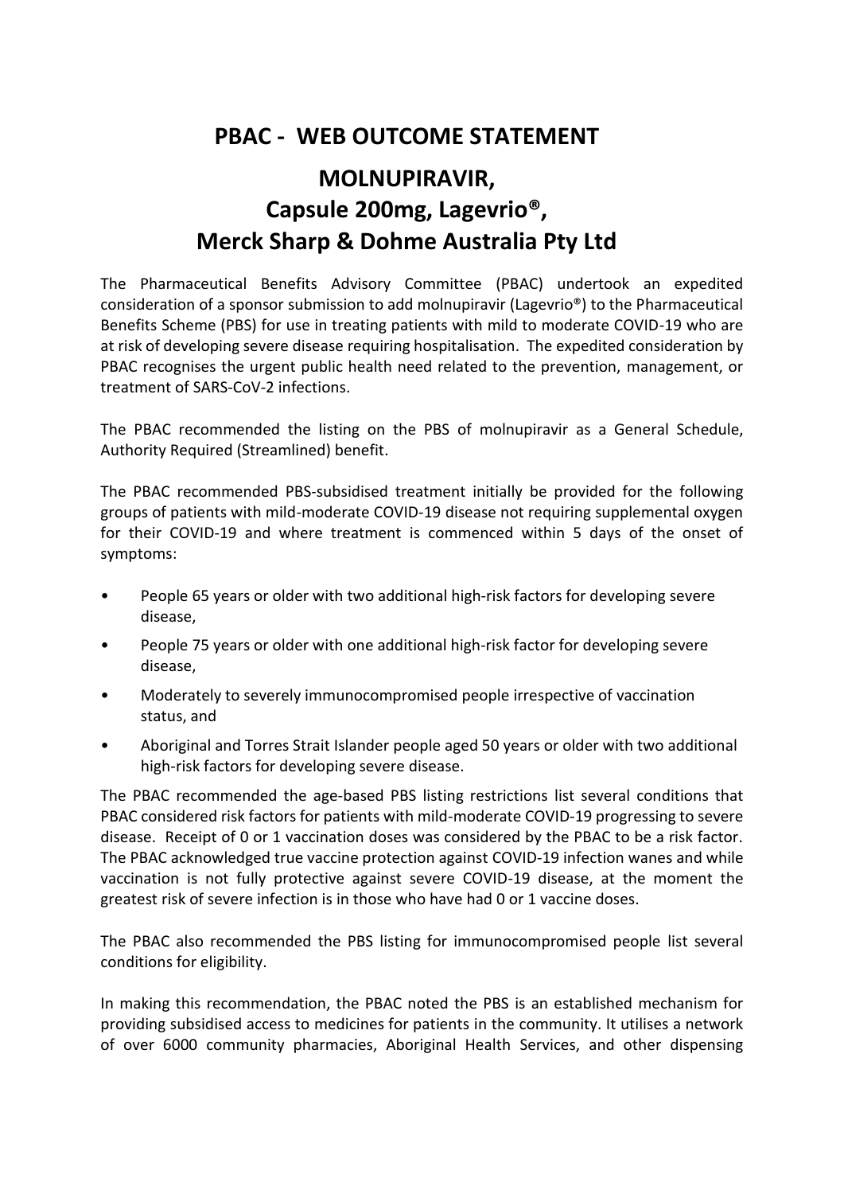# PBAC - WEB OUTCOME STATEMENT

## MOLNUPIRAVIR, Capsule 200mg, Lagevrio®, Merck Sharp & Dohme Australia Pty Ltd

The Pharmaceutical Benefits Advisory Committee (PBAC) undertook an expedited consideration of a sponsor submission to add molnupiravir (Lagevrio®) to the Pharmaceutical Benefits Scheme (PBS) for use in treating patients with mild to moderate COVID-19 who are at risk of developing severe disease requiring hospitalisation. The expedited consideration by PBAC recognises the urgent public health need related to the prevention, management, or treatment of SARS-CoV-2 infections.

The PBAC recommended the listing on the PBS of molnupiravir as a General Schedule, Authority Required (Streamlined) benefit.

The PBAC recommended PBS-subsidised treatment initially be provided for the following groups of patients with mild-moderate COVID-19 disease not requiring supplemental oxygen for their COVID-19 and where treatment is commenced within 5 days of the onset of symptoms:

- People 65 years or older with two additional high-risk factors for developing severe disease,
- People 75 years or older with one additional high-risk factor for developing severe disease,
- Moderately to severely immunocompromised people irrespective of vaccination status, and
- Aboriginal and Torres Strait Islander people aged 50 years or older with two additional high-risk factors for developing severe disease.

The PBAC recommended the age-based PBS listing restrictions list several conditions that PBAC considered risk factors for patients with mild-moderate COVID-19 progressing to severe disease. Receipt of 0 or 1 vaccination doses was considered by the PBAC to be a risk factor. The PBAC acknowledged true vaccine protection against COVID-19 infection wanes and while vaccination is not fully protective against severe COVID-19 disease, at the moment the greatest risk of severe infection is in those who have had 0 or 1 vaccine doses.

The PBAC also recommended the PBS listing for immunocompromised people list several conditions for eligibility.

In making this recommendation, the PBAC noted the PBS is an established mechanism for providing subsidised access to medicines for patients in the community. It utilises a network of over 6000 community pharmacies, Aboriginal Health Services, and other dispensing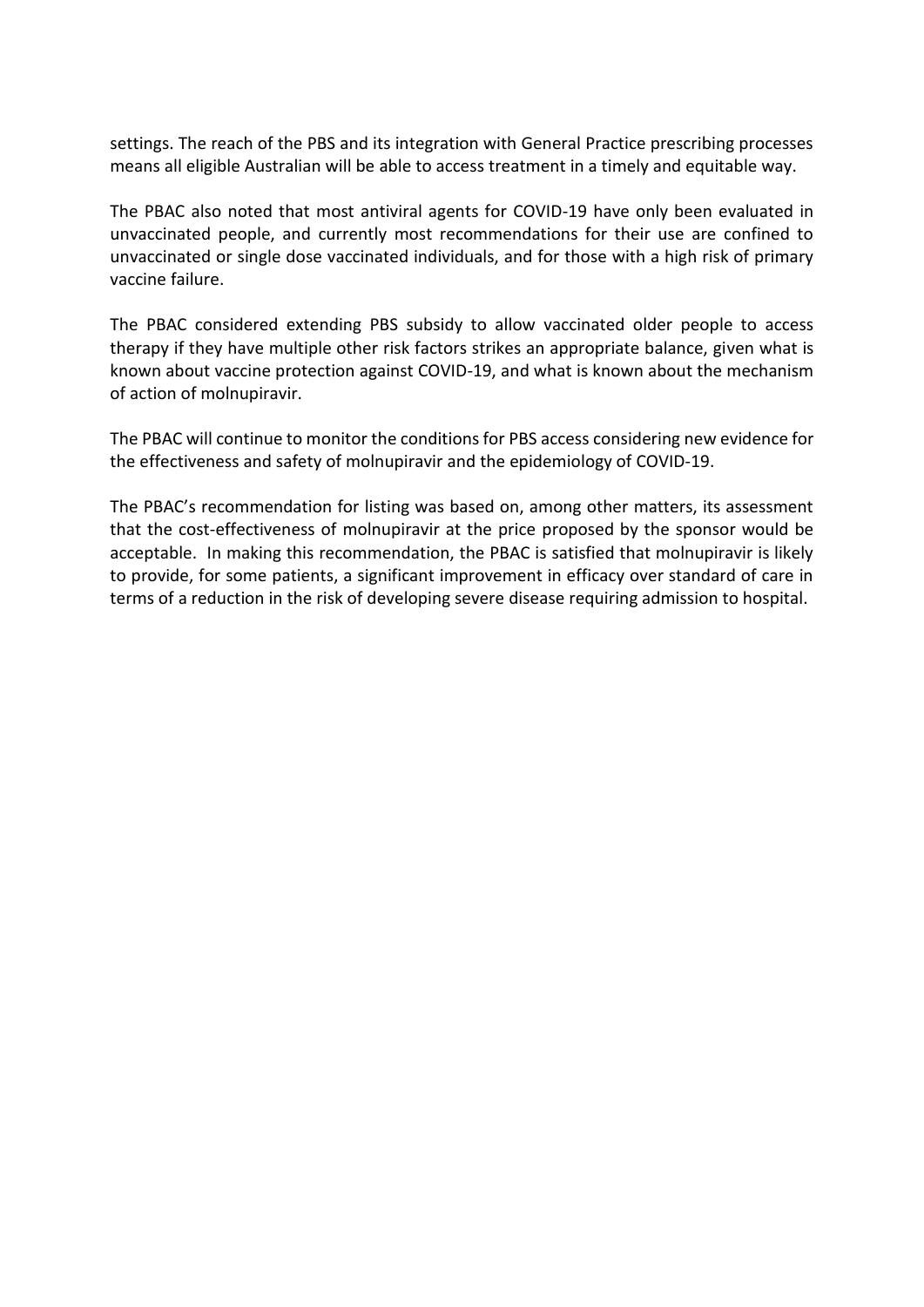settings. The reach of the PBS and its integration with General Practice prescribing processes means all eligible Australian will be able to access treatment in a timely and equitable way.

The PBAC also noted that most antiviral agents for COVID-19 have only been evaluated in unvaccinated people, and currently most recommendations for their use are confined to unvaccinated or single dose vaccinated individuals, and for those with a high risk of primary vaccine failure.

The PBAC considered extending PBS subsidy to allow vaccinated older people to access therapy if they have multiple other risk factors strikes an appropriate balance, given what is known about vaccine protection against COVID-19, and what is known about the mechanism of action of molnupiravir.

The PBAC will continue to monitor the conditions for PBS access considering new evidence for the effectiveness and safety of molnupiravir and the epidemiology of COVID-19.

The PBAC's recommendation for listing was based on, among other matters, its assessment that the cost-effectiveness of molnupiravir at the price proposed by the sponsor would be acceptable. In making this recommendation, the PBAC is satisfied that molnupiravir is likely to provide, for some patients, a significant improvement in efficacy over standard of care in terms of a reduction in the risk of developing severe disease requiring admission to hospital.